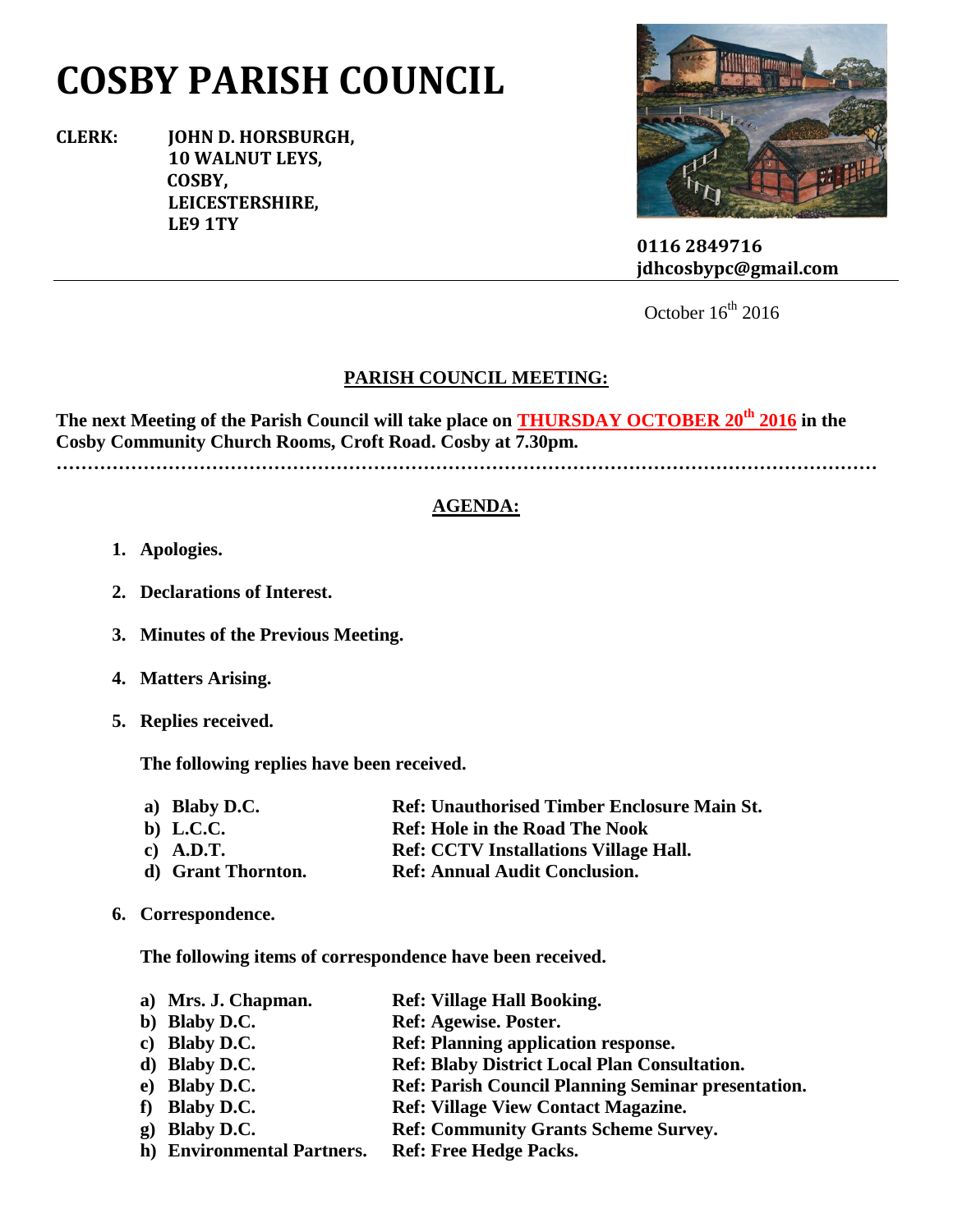# COSBY PARISH COUNCIL

**CLERK: JOHN D. HORSBURGH,**
**10 WALNUT LEYS,**
**COSBY,**
**LEICESTERSHIRE,**
**LE9 1TY**

**0116 2849716**
**jdhcosbypc@gmail.com**

October 16th 2016

## PARISH COUNCIL MEETING:

**The next Meeting of the Parish Council will take place on THURSDAY OCTOBER 20th 2016 in the Cosby Community Church Rooms, Croft Road. Cosby at 7.30pm.**

…………………………………………………………………………………………………………

## AGENDA:

1. **Apologies.**

2. **Declarations of Interest.**

3. **Minutes of the Previous Meeting.**

4. **Matters Arising.**

5. **Replies received.**

   **The following replies have been received.**

   a) **Blaby D.C.** — **Ref: Unauthorised Timber Enclosure Main St.**
   b) **L.C.C.** — **Ref: Hole in the Road The Nook**
   c) **A.D.T.** — **Ref: CCTV Installations Village Hall.**
   d) **Grant Thornton.** — **Ref: Annual Audit Conclusion.**

6. **Correspondence.**

   **The following items of correspondence have been received.**

   a) **Mrs. J. Chapman.** — **Ref: Village Hall Booking.**
   b) **Blaby D.C.** — **Ref: Agewise. Poster.**
   c) **Blaby D.C.** — **Ref: Planning application response.**
   d) **Blaby D.C.** — **Ref: Blaby District Local Plan Consultation.**
   e) **Blaby D.C.** — **Ref: Parish Council Planning Seminar presentation.**
   f) **Blaby D.C.** — **Ref: Village View Contact Magazine.**
   g) **Blaby D.C.** — **Ref: Community Grants Scheme Survey.**
   h) **Environmental Partners.** — **Ref: Free Hedge Packs.**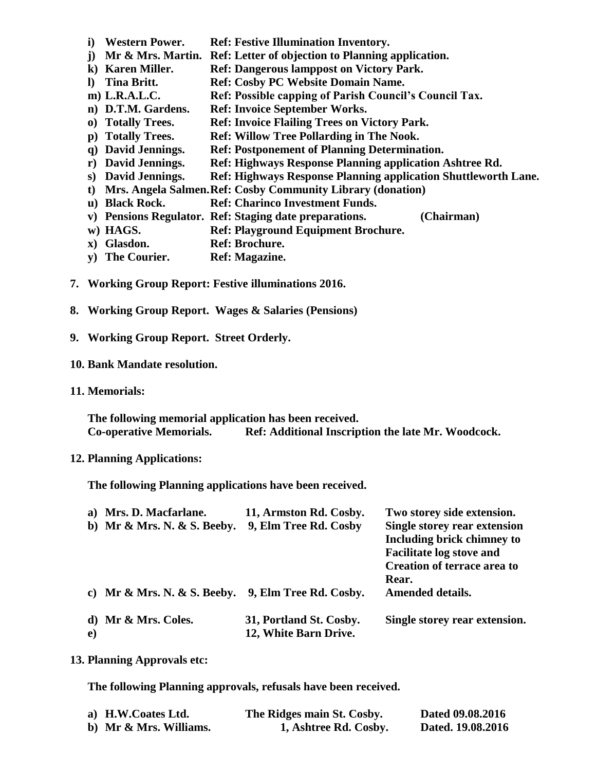i) **Western Power.** **Ref: Festive Illumination Inventory.**
j) **Mr & Mrs. Martin.** **Ref: Letter of objection to Planning application.**
k) **Karen Miller.** **Ref: Dangerous lamppost on Victory Park.**
l) **Tina Britt.** **Ref: Cosby PC Website Domain Name.**
m) **L.R.A.L.C.** **Ref: Possible capping of Parish Council's Council Tax.**
n) **D.T.M. Gardens.** **Ref: Invoice September Works.**
o) **Totally Trees.** **Ref: Invoice Flailing Trees on Victory Park.**
p) **Totally Trees.** **Ref: Willow Tree Pollarding in The Nook.**
q) **David Jennings.** **Ref: Postponement of Planning Determination.**
r) **David Jennings.** **Ref: Highways Response Planning application Ashtree Rd.**
s) **David Jennings.** **Ref: Highways Response Planning application Shuttleworth Lane.**
t) **Mrs. Angela Salmen.** **Ref: Cosby Community Library (donation)**
u) **Black Rock.** **Ref: Charinco Investment Funds.**
v) **Pensions Regulator.** **Ref: Staging date preparations.** **(Chairman)**
w) **HAGS.** **Ref: Playground Equipment Brochure.**
x) **Glasdon.** **Ref: Brochure.**
y) **The Courier.** **Ref: Magazine.**

**7. Working Group Report: Festive illuminations 2016.**

**8. Working Group Report. Wages & Salaries (Pensions)**

**9. Working Group Report. Street Orderly.**

**10. Bank Mandate resolution.**

**11. Memorials:**

**The following memorial application has been received.**
**Co-operative Memorials.** **Ref: Additional Inscription the late Mr. Woodcock.**

**12. Planning Applications:**

**The following Planning applications have been received.**

| | | |
|---|---|---|
| **a) Mrs. D. Macfarlane.** | **11, Armston Rd. Cosby.** | **Two storey side extension.** |
| **b) Mr & Mrs. N. & S. Beeby.** | **9, Elm Tree Rd. Cosby** | **Single storey rear extension Including brick chimney to Facilitate log stove and Creation of terrace area to Rear.** |
| **c) Mr & Mrs. N. & S. Beeby.** | **9, Elm Tree Rd. Cosby.** | **Amended details.** |
| **d) Mr & Mrs. Coles.** | **31, Portland St. Cosby.** | **Single storey rear extension.** |
| **e)** | **12, White Barn Drive.** | |

**13. Planning Approvals etc:**

**The following Planning approvals, refusals have been received.**

| | | |
|---|---|---|
| **a) H.W.Coates Ltd.** | **The Ridges main St. Cosby.** | **Dated 09.08.2016** |
| **b) Mr & Mrs. Williams.** | **1, Ashtree Rd. Cosby.** | **Dated. 19.08.2016** |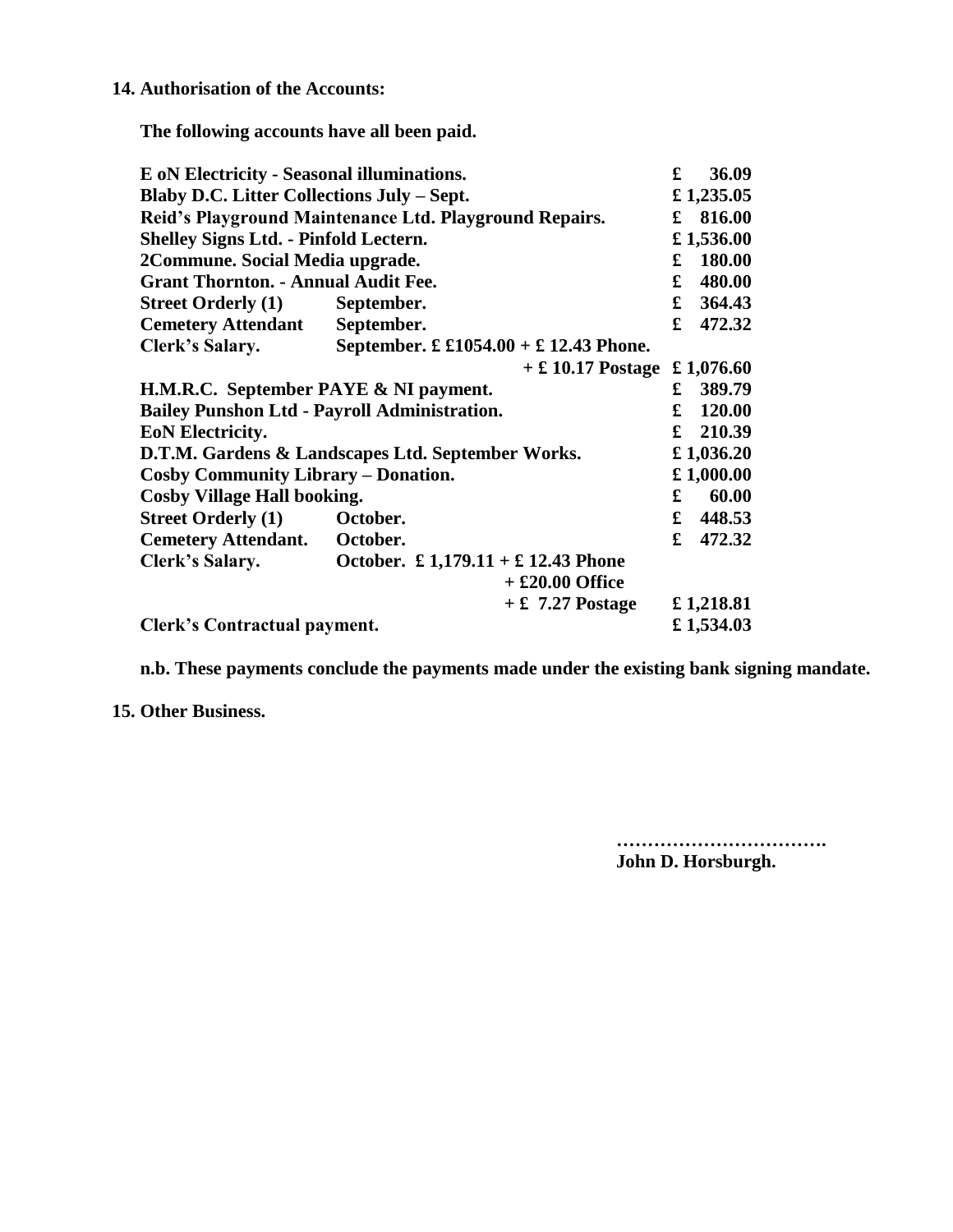**14. Authorisation of the Accounts:**

**The following accounts have all been paid.**

| | | |
|---|---|---|
| **E oN Electricity - Seasonal illuminations.** | | **£ 36.09** |
| **Blaby D.C. Litter Collections July – Sept.** | | **£ 1,235.05** |
| **Reid's Playground Maintenance Ltd. Playground Repairs.** | | **£ 816.00** |
| **Shelley Signs Ltd. - Pinfold Lectern.** | | **£ 1,536.00** |
| **2Commune. Social Media upgrade.** | | **£ 180.00** |
| **Grant Thornton. - Annual Audit Fee.** | | **£ 480.00** |
| **Street Orderly (1)** | **September.** | **£ 364.43** |
| **Cemetery Attendant** | **September.** | **£ 472.32** |
| **Clerk's Salary.** | **September. £ £1054.00 + £ 12.43 Phone. + £ 10.17 Postage** | **£ 1,076.60** |
| **H.M.R.C. September PAYE & NI payment.** | | **£ 389.79** |
| **Bailey Punshon Ltd - Payroll Administration.** | | **£ 120.00** |
| **EoN Electricity.** | | **£ 210.39** |
| **D.T.M. Gardens & Landscapes Ltd. September Works.** | | **£ 1,036.20** |
| **Cosby Community Library – Donation.** | | **£ 1,000.00** |
| **Cosby Village Hall booking.** | | **£ 60.00** |
| **Street Orderly (1)** | **October.** | **£ 448.53** |
| **Cemetery Attendant.** | **October.** | **£ 472.32** |
| **Clerk's Salary.** | **October. £ 1,179.11 + £ 12.43 Phone + £20.00 Office + £ 7.27 Postage** | **£ 1,218.81** |
| **Clerk's Contractual payment.** | | **£ 1,534.03** |

**n.b. These payments conclude the payments made under the existing bank signing mandate.**

**15. Other Business.**

**…………………………….**
**John D. Horsburgh.**